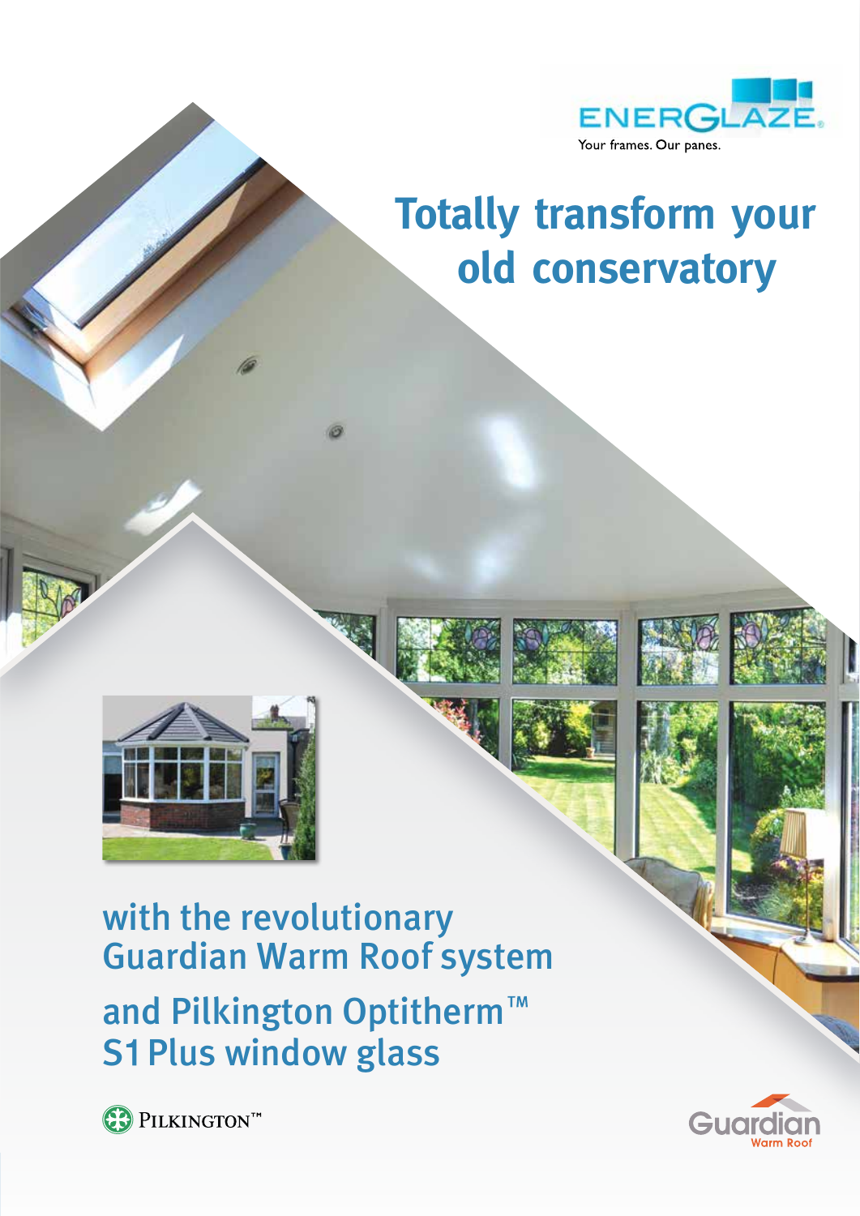ENERGLAZE®

Your frames. Our panes.

# Totally transform your old conservatory

## with the revolutionary Guardian Warm Roof system

## and Pilkington Optitherm™ S1 Plus window glass

PILKINGTON™

Guardian Warm Roof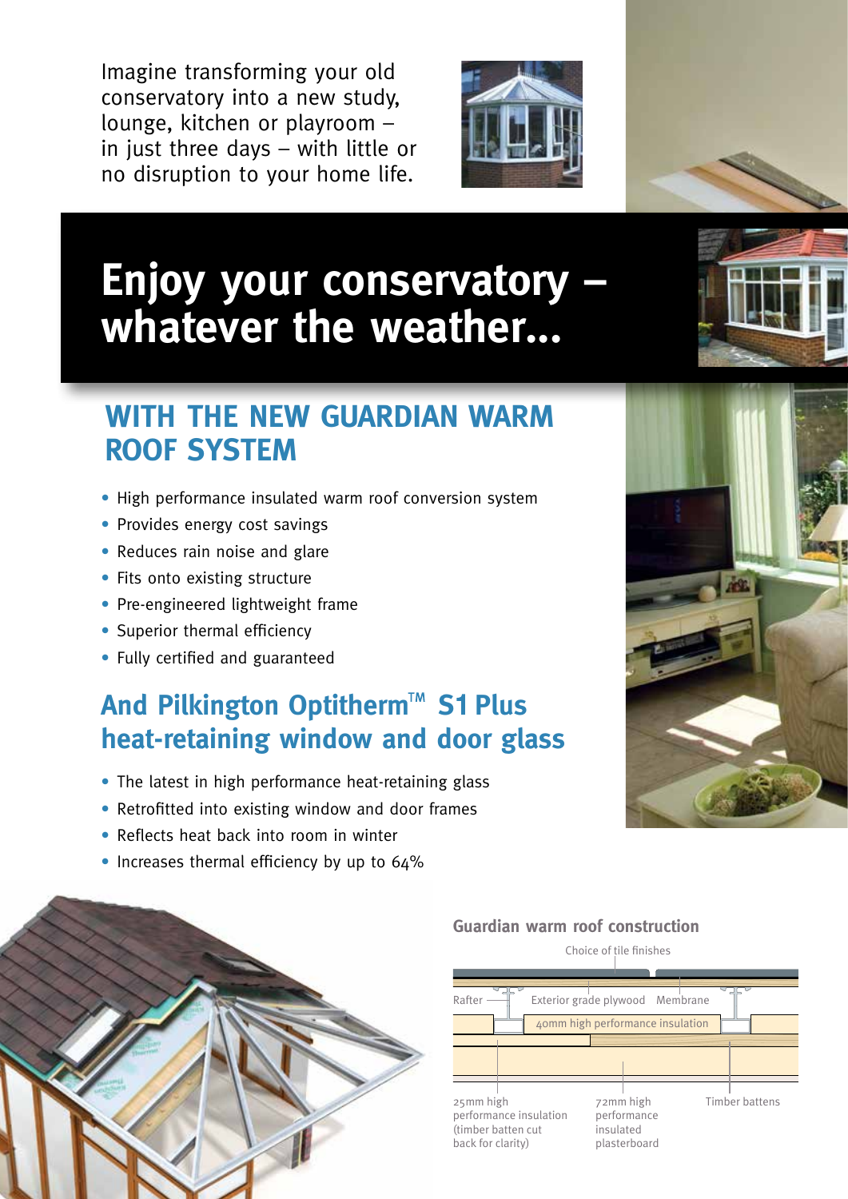Imagine transforming your old conservatory into a new study, lounge, kitchen or playroom – in just three days – with little or no disruption to your home life.

# Enjoy your conservatory – whatever the weather...

## WITH THE NEW GUARDIAN WARM ROOF SYSTEM

- High performance insulated warm roof conversion system
- Provides energy cost savings
- Reduces rain noise and glare
- Fits onto existing structure
- Pre-engineered lightweight frame
- Superior thermal efficiency
- Fully certified and guaranteed

## And Pilkington Optitherm™ S1 Plus heat-retaining window and door glass

- The latest in high performance heat-retaining glass
- Retrofitted into existing window and door frames
- Reflects heat back into room in winter
- Increases thermal efficiency by up to 64%

### Guardian warm roof construction

Choice of tile finishes

Rafter

Exterior grade plywood

Membrane

40mm high performance insulation

25mm high performance insulation (timber batten cut back for clarity)

72mm high performance insulated plasterboard

Timber battens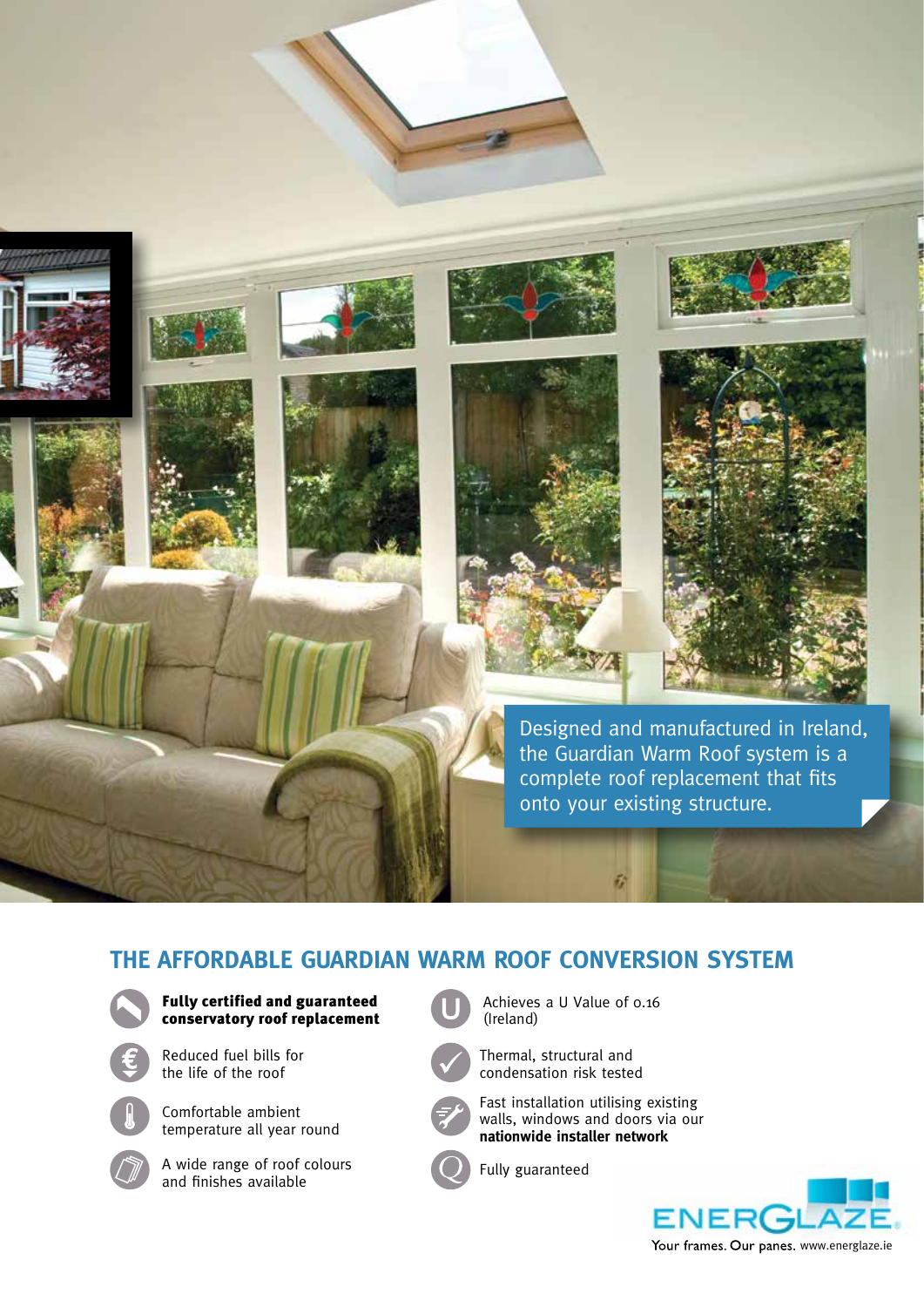Designed and manufactured in Ireland, the Guardian Warm Roof system is a complete roof replacement that fits onto your existing structure.

## THE AFFORDABLE GUARDIAN WARM ROOF CONVERSION SYSTEM

- **Fully certified and guaranteed conservatory roof replacement**
- Reduced fuel bills for the life of the roof
- Comfortable ambient temperature all year round
- A wide range of roof colours and finishes available
- Achieves a U Value of 0.16 (Ireland)
- Thermal, structural and condensation risk tested
- Fast installation utilising existing walls, windows and doors via our **nationwide installer network**
- Fully guaranteed

ENERGLAZE

Your frames. Our panes. www.energlaze.ie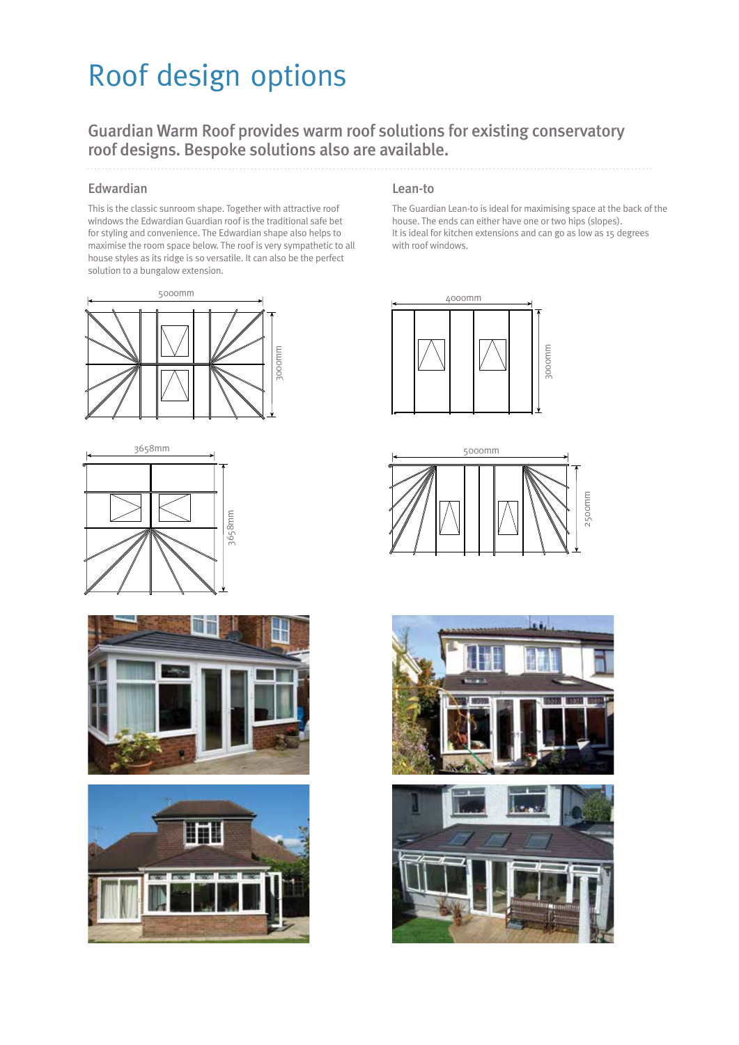# Roof design options

## Guardian Warm Roof provides warm roof solutions for existing conservatory roof designs. Bespoke solutions also are available.

### Edwardian

This is the classic sunroom shape. Together with attractive roof windows the Edwardian Guardian roof is the traditional safe bet for styling and convenience. The Edwardian shape also helps to maximise the room space below. The roof is very sympathetic to all house styles as its ridge is so versatile. It can also be the perfect solution to a bungalow extension.

### Lean-to

The Guardian Lean-to is ideal for maximising space at the back of the house. The ends can either have one or two hips (slopes).
It is ideal for kitchen extensions and can go as low as 15 degrees with roof windows.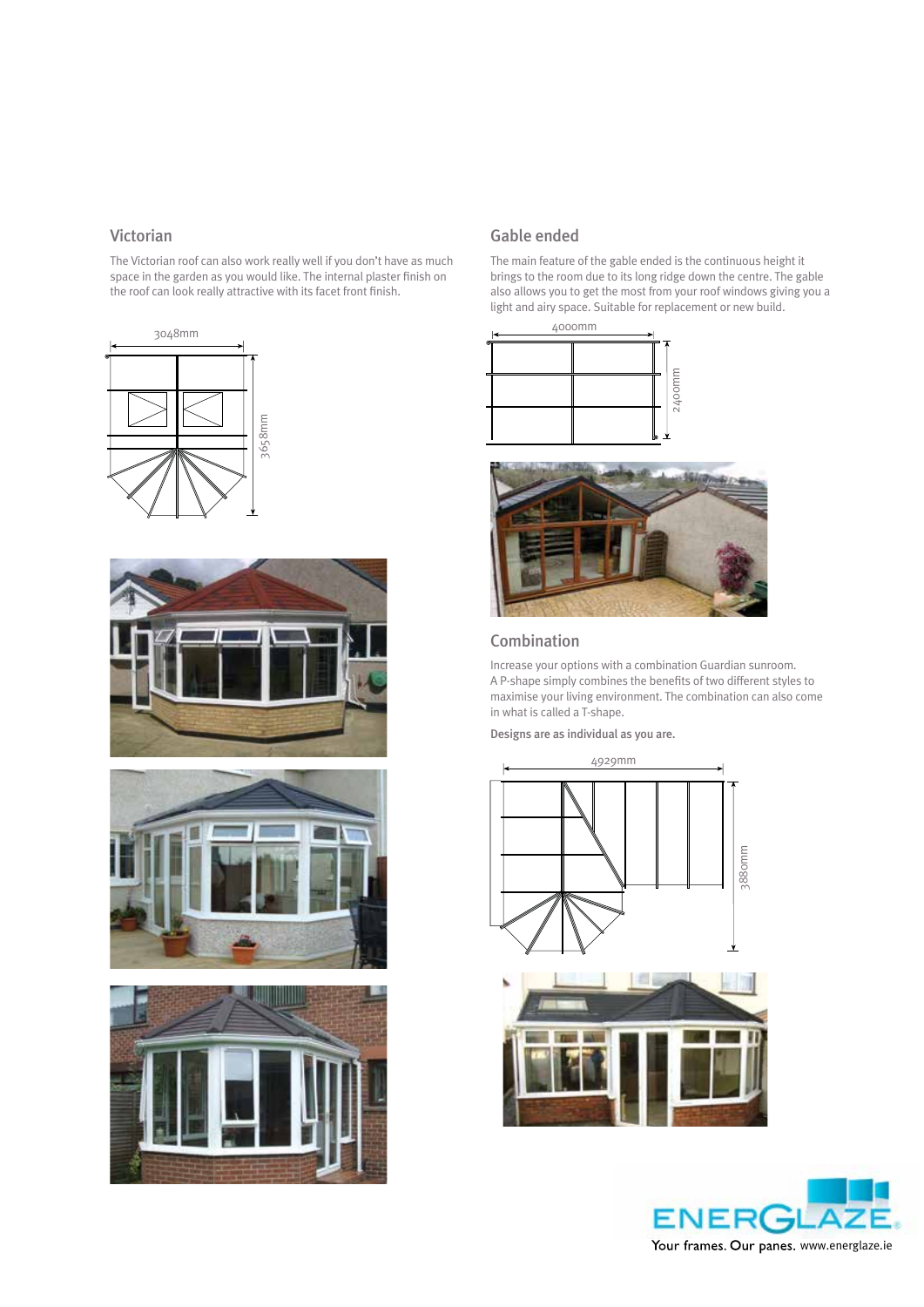## Victorian

The Victorian roof can also work really well if you don't have as much space in the garden as you would like. The internal plaster finish on the roof can look really attractive with its facet front finish.

3048mm

3658mm

## Gable ended

The main feature of the gable ended is the continuous height it brings to the room due to its long ridge down the centre. The gable also allows you to get the most from your roof windows giving you a light and airy space. Suitable for replacement or new build.

4000mm

2400mm

## Combination

Increase your options with a combination Guardian sunroom. A P-shape simply combines the benefits of two different styles to maximise your living environment. The combination can also come in what is called a T-shape.

**Designs are as individual as you are.**

4929mm

3880mm

ENERGLAZE

Your frames. Our panes. www.energlaze.ie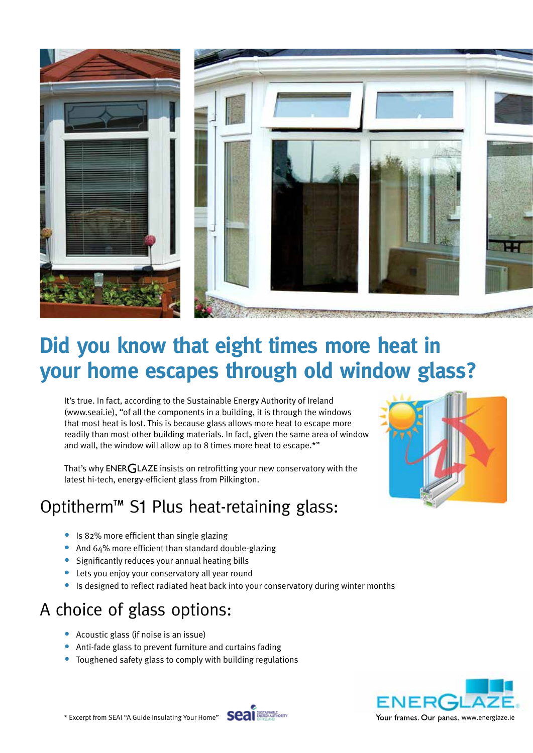# Did you know that eight times more heat in your home escapes through old window glass?

It's true. In fact, according to the Sustainable Energy Authority of Ireland (www.seai.ie), "of all the components in a building, it is through the windows that most heat is lost. This is because glass allows more heat to escape more readily than most other building materials. In fact, given the same area of window and wall, the window will allow up to 8 times more heat to escape.*"

That's why ENERGLAZE insists on retrofitting your new conservatory with the latest hi-tech, energy-efficient glass from Pilkington.

## Optitherm™ S1 Plus heat-retaining glass:

- Is 82% more efficient than single glazing
- And 64% more efficient than standard double-glazing
- Significantly reduces your annual heating bills
- Lets you enjoy your conservatory all year round
- Is designed to reflect radiated heat back into your conservatory during winter months

## A choice of glass options:

- Acoustic glass (if noise is an issue)
- Anti-fade glass to prevent furniture and curtains fading
- Toughened safety glass to comply with building regulations

\* Excerpt from SEAI "A Guide Insulating Your Home" seai SUSTAINABLE ENERGY AUTHORITY OF IRELAND

ENERGLAZE

Your frames. Our panes. www.energlaze.ie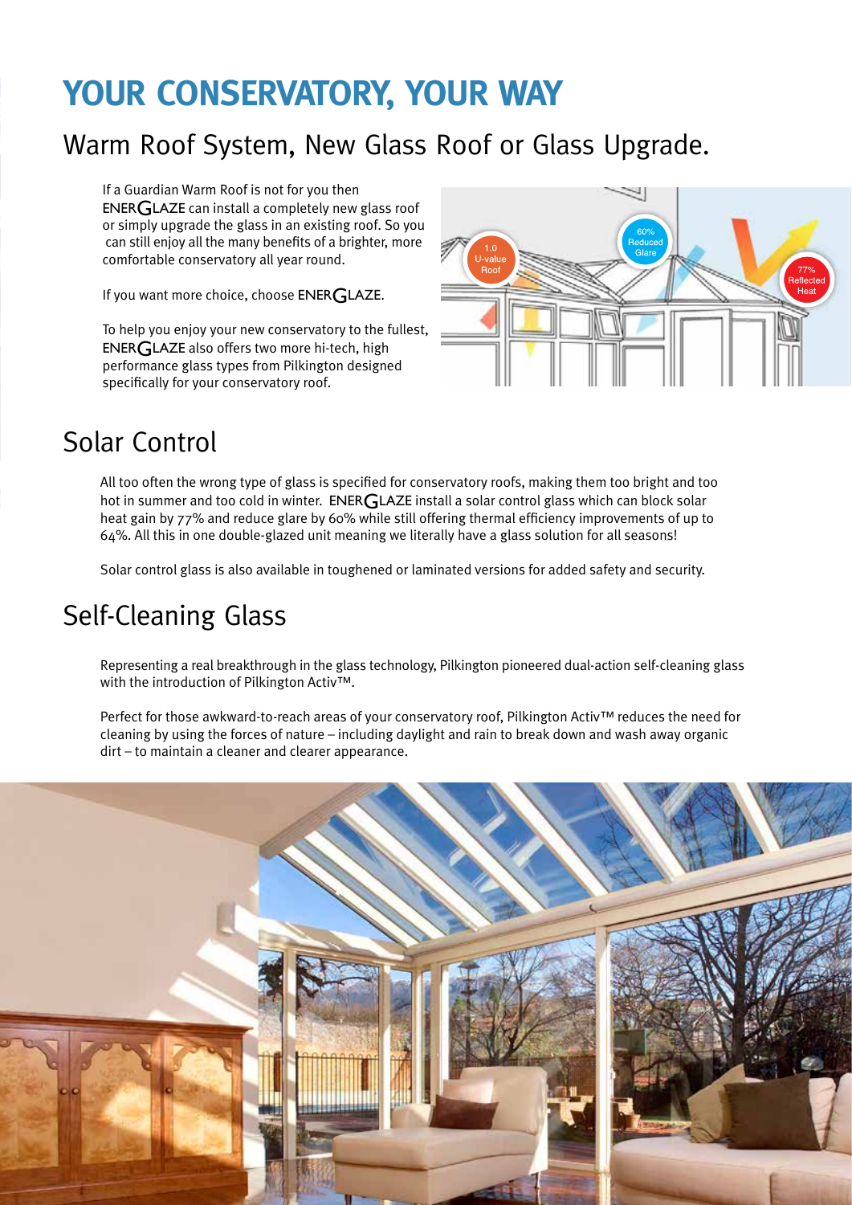# YOUR CONSERVATORY, YOUR WAY

## Warm Roof System, New Glass Roof or Glass Upgrade.

If a Guardian Warm Roof is not for you then ENERGLAZE can install a completely new glass roof or simply upgrade the glass in an existing roof. So you can still enjoy all the many benefits of a brighter, more comfortable conservatory all year round.

If you want more choice, choose ENERGLAZE.

To help you enjoy your new conservatory to the fullest, ENERGLAZE also offers two more hi-tech, high performance glass types from Pilkington designed specifically for your conservatory roof.

## Solar Control

All too often the wrong type of glass is specified for conservatory roofs, making them too bright and too hot in summer and too cold in winter. ENERGLAZE install a solar control glass which can block solar heat gain by 77% and reduce glare by 60% while still offering thermal efficiency improvements of up to 64%. All this in one double-glazed unit meaning we literally have a glass solution for all seasons!

Solar control glass is also available in toughened or laminated versions for added safety and security.

## Self-Cleaning Glass

Representing a real breakthrough in the glass technology, Pilkington pioneered dual-action self-cleaning glass with the introduction of Pilkington Activ™.

Perfect for those awkward-to-reach areas of your conservatory roof, Pilkington Activ™ reduces the need for cleaning by using the forces of nature – including daylight and rain to break down and wash away organic dirt – to maintain a cleaner and clearer appearance.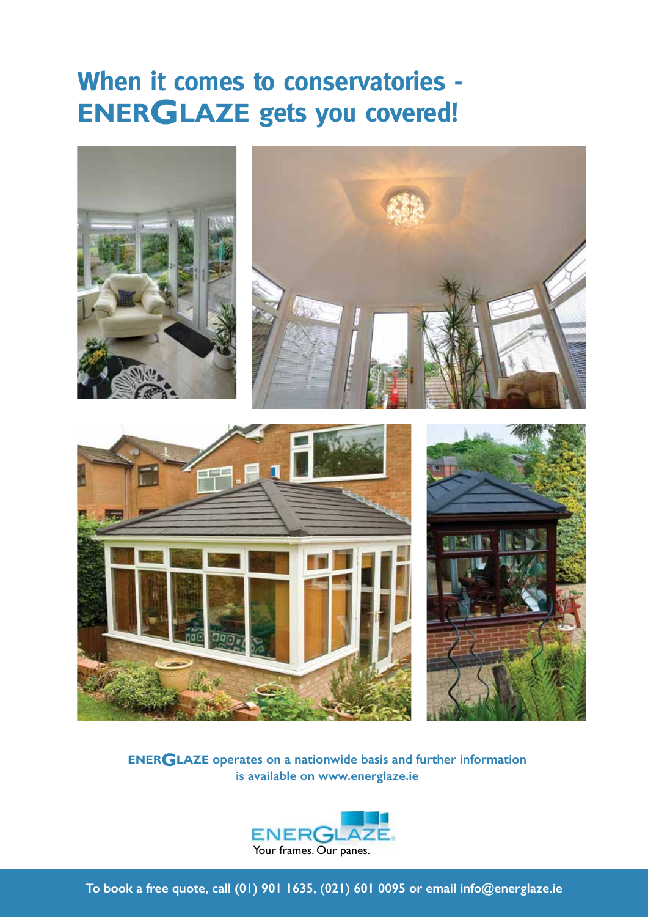# When it comes to conservatories - ENERGLAZE gets you covered!

**ENERGLAZE operates on a nationwide basis and further information is available on www.energlaze.ie**

ENERGLAZE

Your frames. Our panes.

**To book a free quote, call (01) 901 1635, (021) 601 0095 or email info@energlaze.ie**